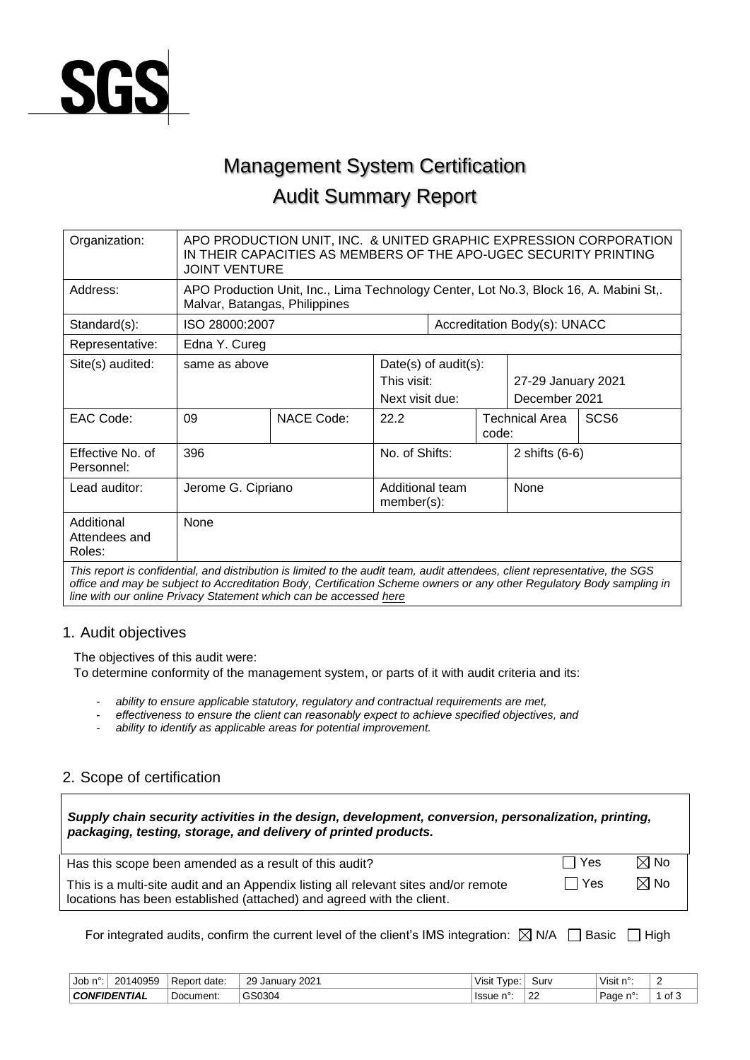SGS

# Management System Certification

# Audit Summary Report

| Organization: | APO PRODUCTION UNIT, INC. & UNITED GRAPHIC EXPRESSION CORPORATION IN THEIR CAPACITIES AS MEMBERS OF THE APO-UGEC SECURITY PRINTING JOINT VENTURE | | | | | |
|---|---|---|---|---|---|---|
| Address: | APO Production Unit, Inc., Lima Technology Center, Lot No.3, Block 16, A. Mabini St,. Malvar, Batangas, Philippines | | | | | |
| Standard(s): | ISO 28000:2007 | | Accreditation Body(s): UNACC | | | |
| Representative: | Edna Y. Cureg | | | | | |
| Site(s) audited: | same as above | | Date(s) of audit(s):<br>This visit:<br>Next visit due: | | 27-29 January 2021<br>December 2021 | |
| EAC Code: | 09 | NACE Code: | 22.2 | Technical Area code: | | SCS6 |
| Effective No. of Personnel: | 396 | | No. of Shifts: | | 2 shifts (6-6) | |
| Lead auditor: | Jerome G. Cipriano | | Additional team member(s): | | None | |
| Additional Attendees and Roles: | None | | | | | |

*This report is confidential, and distribution is limited to the audit team, audit attendees, client representative, the SGS office and may be subject to Accreditation Body, Certification Scheme owners or any other Regulatory Body sampling in line with our online Privacy Statement which can be accessed here*

## 1. Audit objectives

The objectives of this audit were:
To determine conformity of the management system, or parts of it with audit criteria and its:

- *ability to ensure applicable statutory, regulatory and contractual requirements are met,*
- *effectiveness to ensure the client can reasonably expect to achieve specified objectives, and*
- *ability to identify as applicable areas for potential improvement.*

## 2. Scope of certification

***Supply chain security activities in the design, development, conversion, personalization, printing, packaging, testing, storage, and delivery of printed products.***

| | Yes | No |
|---|---|---|
| Has this scope been amended as a result of this audit? | ☐ | ☒ |
| This is a multi-site audit and an Appendix listing all relevant sites and/or remote locations has been established (attached) and agreed with the client. | ☐ | ☒ |

For integrated audits, confirm the current level of the client's IMS integration: ☒ N/A ☐ Basic ☐ High

| Job n°: | 20140959 | Report date: | 29 January 2021 | Visit Type: | Surv | Visit n°: | 2 |
|---|---|---|---|---|---|---|---|
| ***CONFIDENTIAL*** | | Document: | GS0304 | Issue n°: | 22 | | |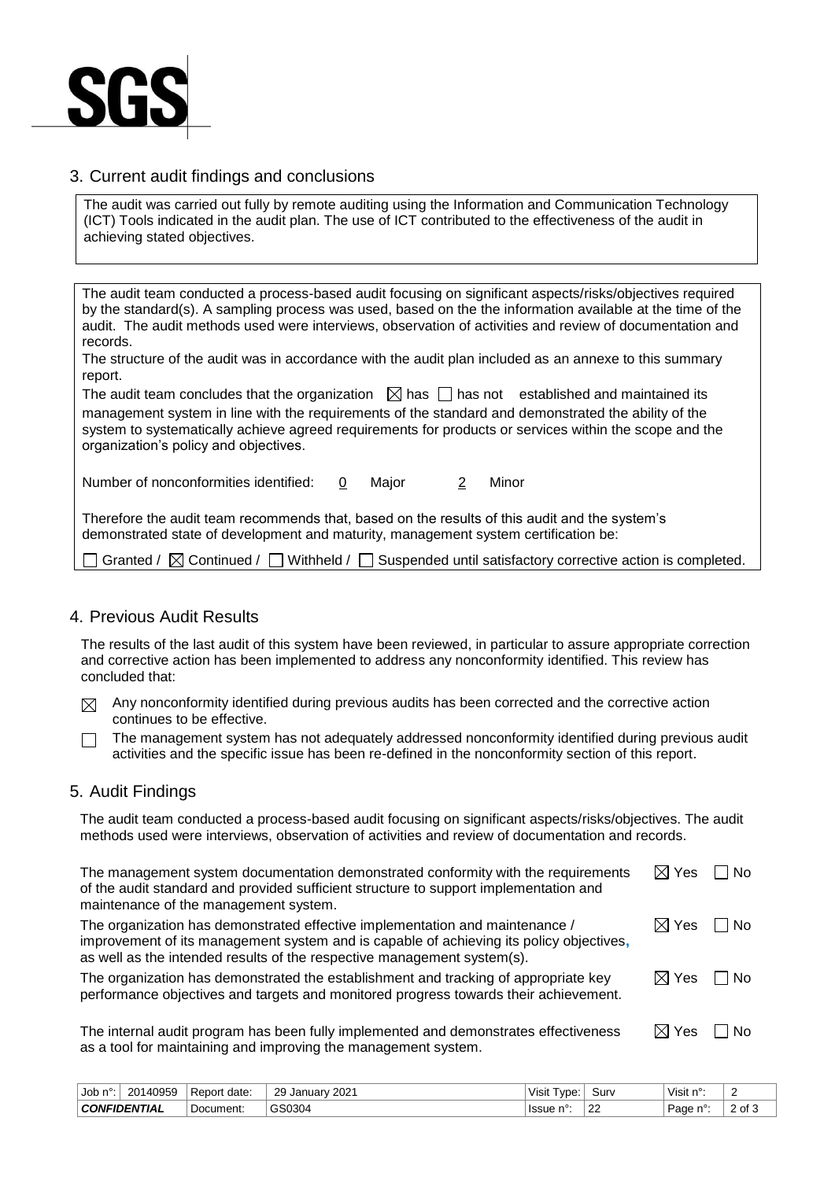## 3. Current audit findings and conclusions

The audit was carried out fully by remote auditing using the Information and Communication Technology (ICT) Tools indicated in the audit plan. The use of ICT contributed to the effectiveness of the audit in achieving stated objectives.

The audit team conducted a process-based audit focusing on significant aspects/risks/objectives required by the standard(s). A sampling process was used, based on the the information available at the time of the audit. The audit methods used were interviews, observation of activities and review of documentation and records.

The structure of the audit was in accordance with the audit plan included as an annexe to this summary report.

The audit team concludes that the organization ☒ has ☐ has not established and maintained its management system in line with the requirements of the standard and demonstrated the ability of the system to systematically achieve agreed requirements for products or services within the scope and the organization's policy and objectives.

Number of nonconformities identified: 0 Major 2 Minor

Therefore the audit team recommends that, based on the results of this audit and the system's demonstrated state of development and maturity, management system certification be:

☐ Granted / ☒ Continued / ☐ Withheld / ☐ Suspended until satisfactory corrective action is completed.

## 4. Previous Audit Results

The results of the last audit of this system have been reviewed, in particular to assure appropriate correction and corrective action has been implemented to address any nonconformity identified. This review has concluded that:

☒ Any nonconformity identified during previous audits has been corrected and the corrective action continues to be effective.

☐ The management system has not adequately addressed nonconformity identified during previous audit activities and the specific issue has been re-defined in the nonconformity section of this report.

## 5. Audit Findings

The audit team conducted a process-based audit focusing on significant aspects/risks/objectives. The audit methods used were interviews, observation of activities and review of documentation and records.

The management system documentation demonstrated conformity with the requirements of the audit standard and provided sufficient structure to support implementation and maintenance of the management system. ☒ Yes ☐ No

The organization has demonstrated effective implementation and maintenance / improvement of its management system and is capable of achieving its policy objectives, as well as the intended results of the respective management system(s). ☒ Yes ☐ No

The organization has demonstrated the establishment and tracking of appropriate key performance objectives and targets and monitored progress towards their achievement. ☒ Yes ☐ No

The internal audit program has been fully implemented and demonstrates effectiveness as a tool for maintaining and improving the management system. ☒ Yes ☐ No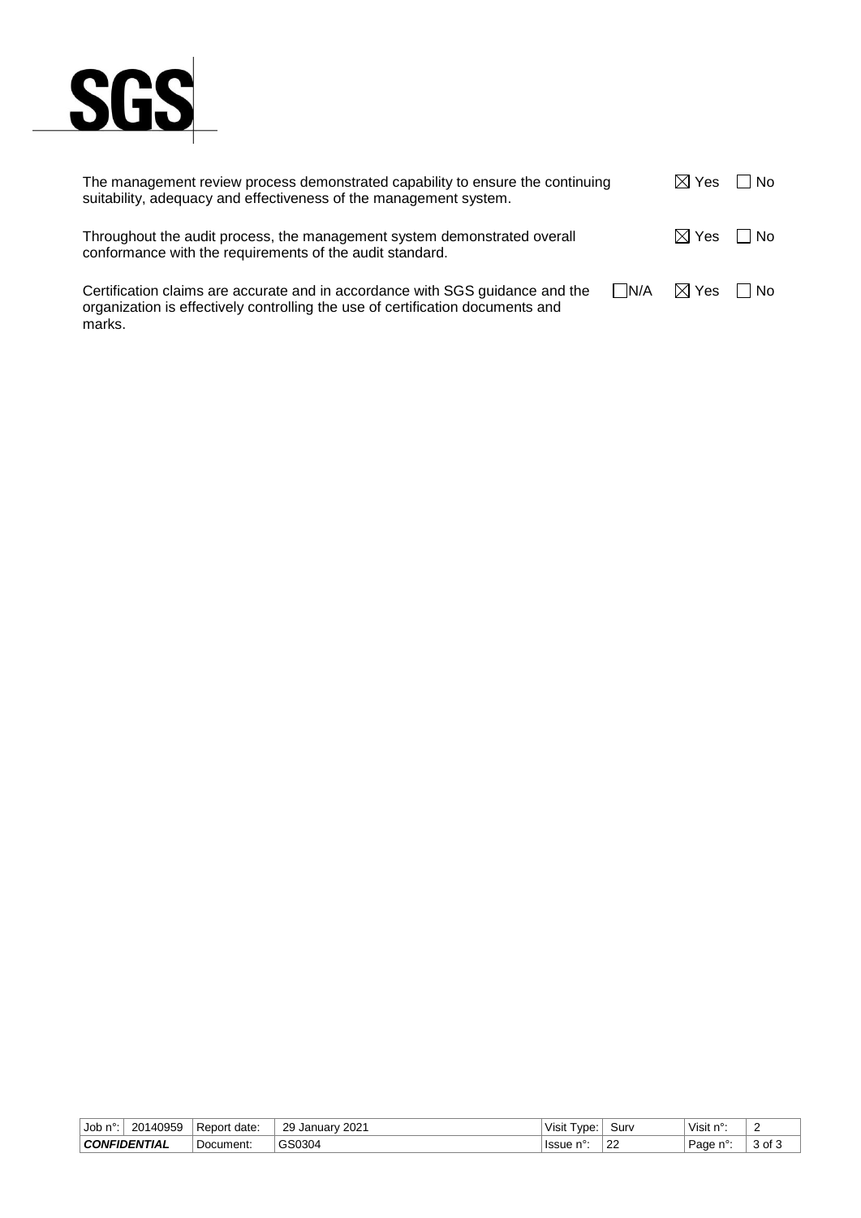The management review process demonstrated capability to ensure the continuing suitability, adequacy and effectiveness of the management system. ☒ Yes ☐ No

Throughout the audit process, the management system demonstrated overall conformance with the requirements of the audit standard. ☒ Yes ☐ No

Certification claims are accurate and in accordance with SGS guidance and the organization is effectively controlling the use of certification documents and marks. ☐ N/A ☒ Yes ☐ No